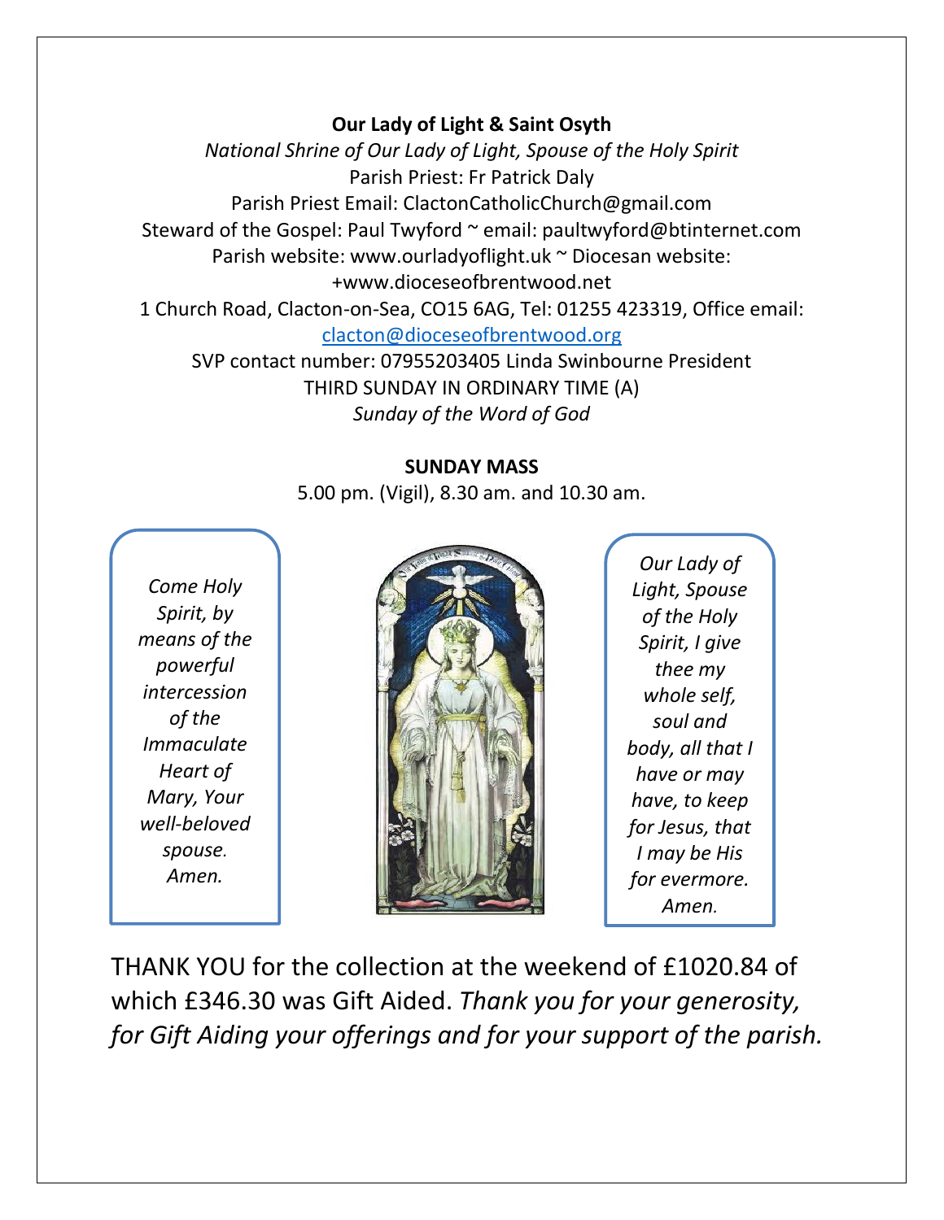**Our Lady of Light & Saint Osyth**

*National Shrine of Our Lady of Light, Spouse of the Holy Spirit*

Parish Priest: Fr Patrick Daly

Parish Priest Email: ClactonCatholicChurch@gmail.com

Steward of the Gospel: Paul Twyford ~ email: paultwyford@btinternet.com

Parish website: www.ourladyoflight.uk ~ Diocesan website: +www.dioceseofbrentwood.net

1 Church Road, Clacton-on-Sea, CO15 6AG, Tel: 01255 423319, Office email: clacton@dioceseofbrentwood.org

SVP contact number: 07955203405 Linda Swinbourne President

THIRD SUNDAY IN ORDINARY TIME (A)

*Sunday of the Word of God*

**SUNDAY MASS**

5.00 pm. (Vigil), 8.30 am. and 10.30 am.

*Come Holy Spirit, by means of the powerful intercession of the Immaculate Heart of Mary, Your well-beloved spouse. Amen.*

*Our Lady of Light, Spouse of the Holy Spirit, I give thee my whole self, soul and body, all that I have or may have, to keep for Jesus, that I may be His for evermore. Amen.*

THANK YOU for the collection at the weekend of £1020.84 of which £346.30 was Gift Aided. *Thank you for your generosity, for Gift Aiding your offerings and for your support of the parish.*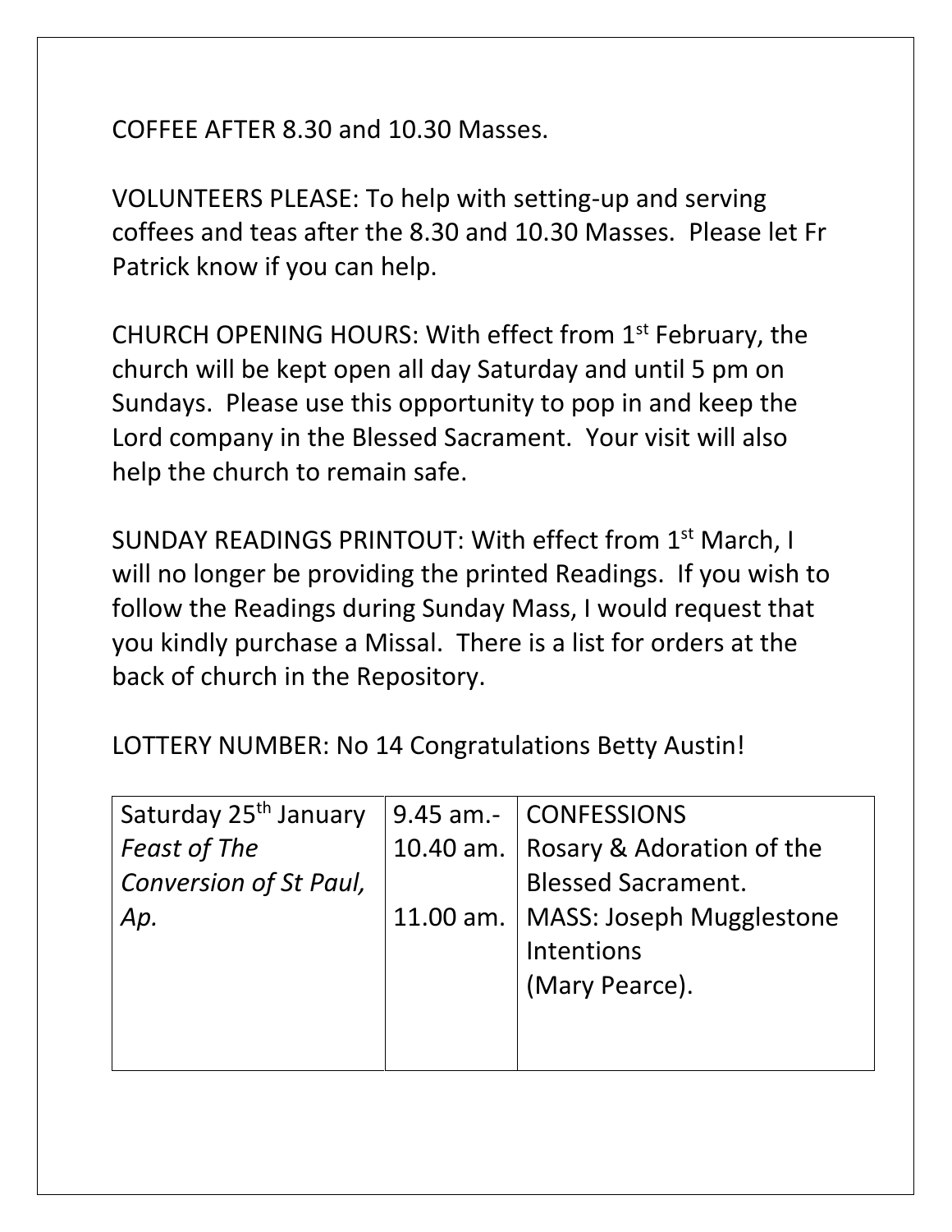COFFEE AFTER 8.30 and 10.30 Masses.

VOLUNTEERS PLEASE: To help with setting-up and serving coffees and teas after the 8.30 and 10.30 Masses. Please let Fr Patrick know if you can help.

CHURCH OPENING HOURS: With effect from 1st February, the church will be kept open all day Saturday and until 5 pm on Sundays. Please use this opportunity to pop in and keep the Lord company in the Blessed Sacrament. Your visit will also help the church to remain safe.

SUNDAY READINGS PRINTOUT: With effect from 1st March, I will no longer be providing the printed Readings. If you wish to follow the Readings during Sunday Mass, I would request that you kindly purchase a Missal. There is a list for orders at the back of church in the Repository.

LOTTERY NUMBER: No 14 Congratulations Betty Austin!

| | | |
|---|---|---|
| Saturday 25th January *Feast of The Conversion of St Paul, Ap.* | 9.45 am.- 10.40 am. | CONFESSIONS Rosary & Adoration of the Blessed Sacrament. |
| | 11.00 am. | MASS: Joseph Mugglestone Intentions (Mary Pearce). |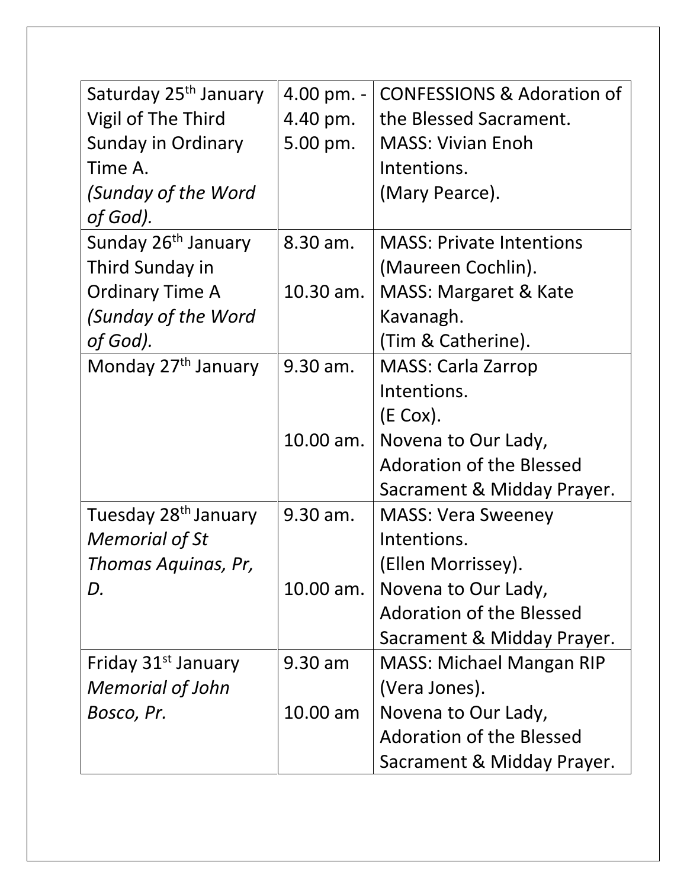| | | |
|---|---|---|
| Saturday 25th January Vigil of The Third Sunday in Ordinary Time A. *(Sunday of the Word of God).* | 4.00 pm. - 4.40 pm.<br>5.00 pm. | CONFESSIONS & Adoration of the Blessed Sacrament.<br>MASS: Vivian Enoh Intentions. (Mary Pearce). |
| Sunday 26th January Third Sunday in Ordinary Time A *(Sunday of the Word of God).* | 8.30 am.<br>10.30 am. | MASS: Private Intentions (Maureen Cochlin).<br>MASS: Margaret & Kate Kavanagh. (Tim & Catherine). |
| Monday 27th January | 9.30 am.<br>10.00 am. | MASS: Carla Zarrop Intentions. (E Cox).<br>Novena to Our Lady, Adoration of the Blessed Sacrament & Midday Prayer. |
| Tuesday 28th January *Memorial of St Thomas Aquinas, Pr, D.* | 9.30 am.<br>10.00 am. | MASS: Vera Sweeney Intentions. (Ellen Morrissey).<br>Novena to Our Lady, Adoration of the Blessed Sacrament & Midday Prayer. |
| Friday 31st January *Memorial of John Bosco, Pr.* | 9.30 am<br>10.00 am | MASS: Michael Mangan RIP (Vera Jones).<br>Novena to Our Lady, Adoration of the Blessed Sacrament & Midday Prayer. |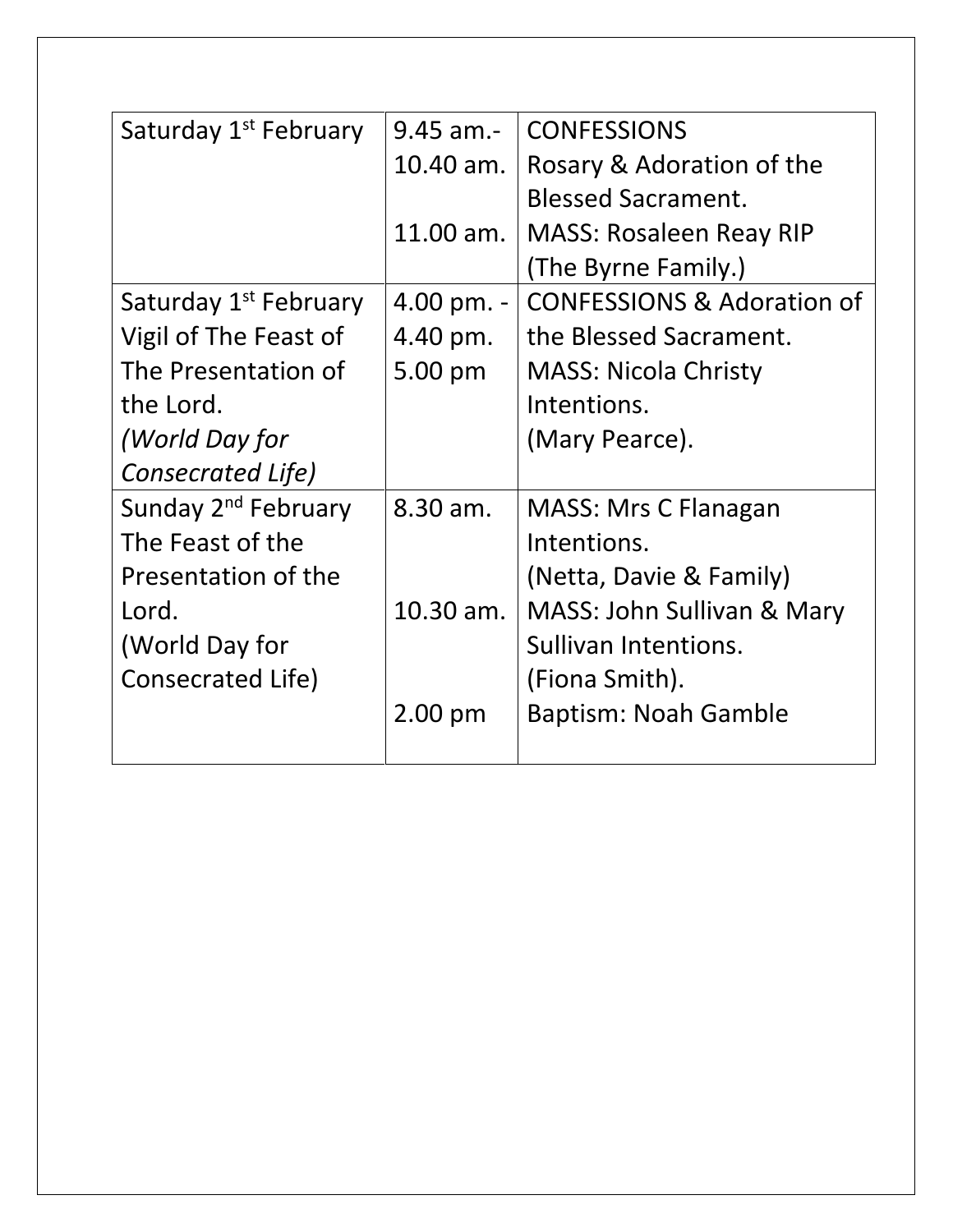| | | |
|---|---|---|
| Saturday 1st February | 9.45 am.-<br>10.40 am.<br><br>11.00 am. | CONFESSIONS<br>Rosary & Adoration of the Blessed Sacrament.<br>MASS: Rosaleen Reay RIP<br>(The Byrne Family.) |
| Saturday 1st February<br>Vigil of The Feast of The Presentation of the Lord.<br>*(World Day for Consecrated Life)* | 4.00 pm. -<br>4.40 pm.<br>5.00 pm | CONFESSIONS & Adoration of the Blessed Sacrament.<br>MASS: Nicola Christy Intentions.<br>(Mary Pearce). |
| Sunday 2nd February<br>The Feast of the Presentation of the Lord.<br>(World Day for Consecrated Life) | 8.30 am.<br><br><br>10.30 am.<br><br><br>2.00 pm | MASS: Mrs C Flanagan Intentions.<br>(Netta, Davie & Family)<br>MASS: John Sullivan & Mary Sullivan Intentions.<br>(Fiona Smith).<br>Baptism: Noah Gamble |